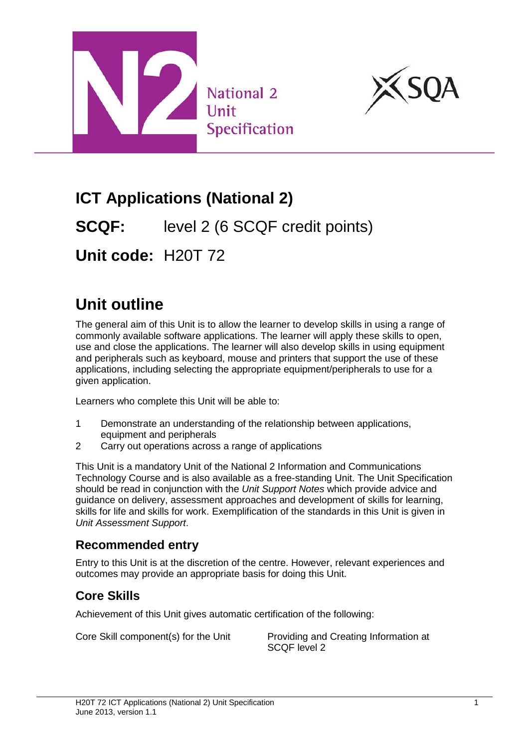National 2 Unit Specification

# ICT Applications (National 2)

## SCQF: level 2 (6 SCQF credit points)

## Unit code: H20T 72

# Unit outline

The general aim of this Unit is to allow the learner to develop skills in using a range of commonly available software applications. The learner will apply these skills to open, use and close the applications. The learner will also develop skills in using equipment and peripherals such as keyboard, mouse and printers that support the use of these applications, including selecting the appropriate equipment/peripherals to use for a given application.

Learners who complete this Unit will be able to:

1. Demonstrate an understanding of the relationship between applications, equipment and peripherals
2. Carry out operations across a range of applications

This Unit is a mandatory Unit of the National 2 Information and Communications Technology Course and is also available as a free-standing Unit. The Unit Specification should be read in conjunction with the *Unit Support Notes* which provide advice and guidance on delivery, assessment approaches and development of skills for learning, skills for life and skills for work. Exemplification of the standards in this Unit is given in *Unit Assessment Support*.

## Recommended entry

Entry to this Unit is at the discretion of the centre. However, relevant experiences and outcomes may provide an appropriate basis for doing this Unit.

## Core Skills

Achievement of this Unit gives automatic certification of the following:

| | |
|---|---|
| Core Skill component(s) for the Unit | Providing and Creating Information at SCQF level 2 |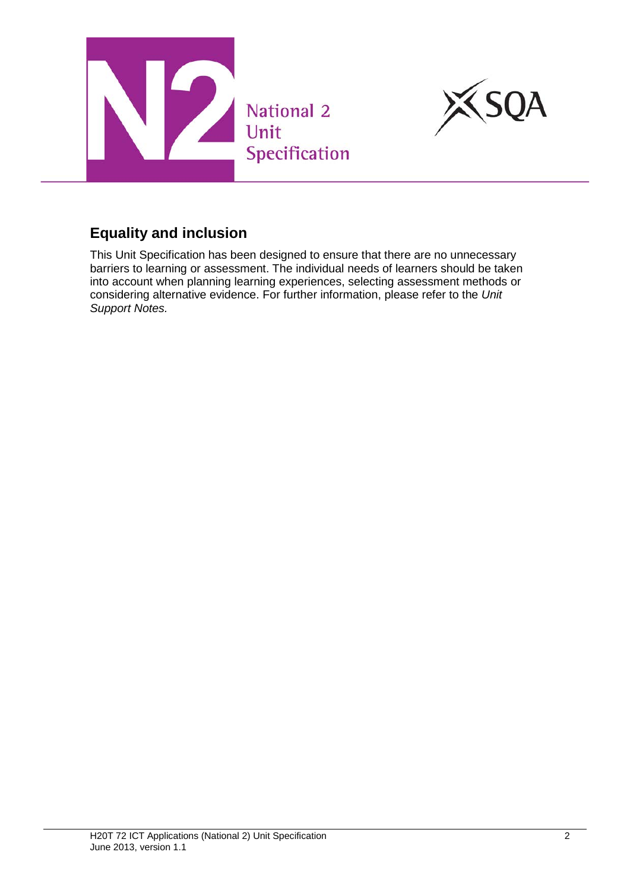## Equality and inclusion

This Unit Specification has been designed to ensure that there are no unnecessary barriers to learning or assessment. The individual needs of learners should be taken into account when planning learning experiences, selecting assessment methods or considering alternative evidence. For further information, please refer to the *Unit Support Notes.*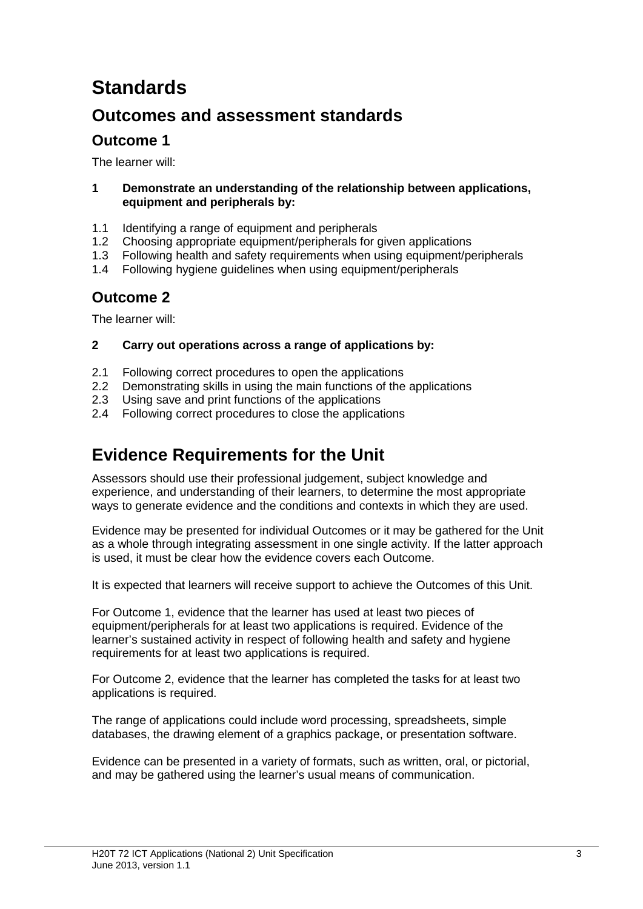# Standards

## Outcomes and assessment standards

### Outcome 1

The learner will:

**1 Demonstrate an understanding of the relationship between applications, equipment and peripherals by:**

1.1 Identifying a range of equipment and peripherals
1.2 Choosing appropriate equipment/peripherals for given applications
1.3 Following health and safety requirements when using equipment/peripherals
1.4 Following hygiene guidelines when using equipment/peripherals

### Outcome 2

The learner will:

**2 Carry out operations across a range of applications by:**

2.1 Following correct procedures to open the applications
2.2 Demonstrating skills in using the main functions of the applications
2.3 Using save and print functions of the applications
2.4 Following correct procedures to close the applications

## Evidence Requirements for the Unit

Assessors should use their professional judgement, subject knowledge and experience, and understanding of their learners, to determine the most appropriate ways to generate evidence and the conditions and contexts in which they are used.

Evidence may be presented for individual Outcomes or it may be gathered for the Unit as a whole through integrating assessment in one single activity. If the latter approach is used, it must be clear how the evidence covers each Outcome.

It is expected that learners will receive support to achieve the Outcomes of this Unit.

For Outcome 1, evidence that the learner has used at least two pieces of equipment/peripherals for at least two applications is required. Evidence of the learner's sustained activity in respect of following health and safety and hygiene requirements for at least two applications is required.

For Outcome 2, evidence that the learner has completed the tasks for at least two applications is required.

The range of applications could include word processing, spreadsheets, simple databases, the drawing element of a graphics package, or presentation software.

Evidence can be presented in a variety of formats, such as written, oral, or pictorial, and may be gathered using the learner's usual means of communication.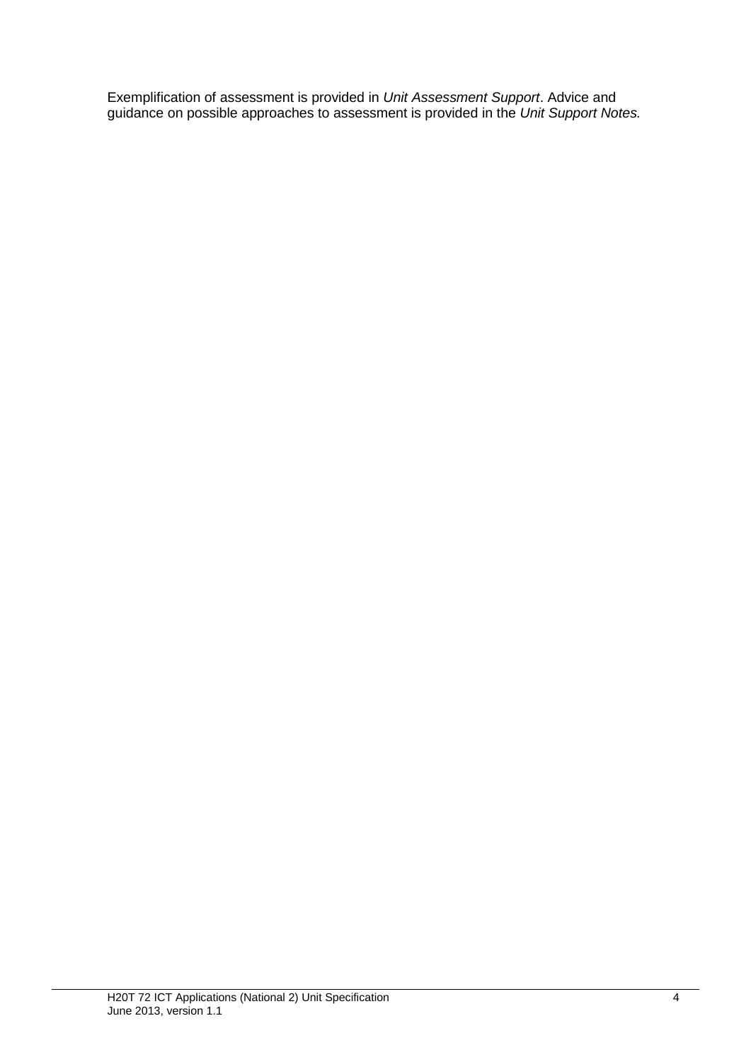Exemplification of assessment is provided in *Unit Assessment Support*. Advice and guidance on possible approaches to assessment is provided in the *Unit Support Notes.*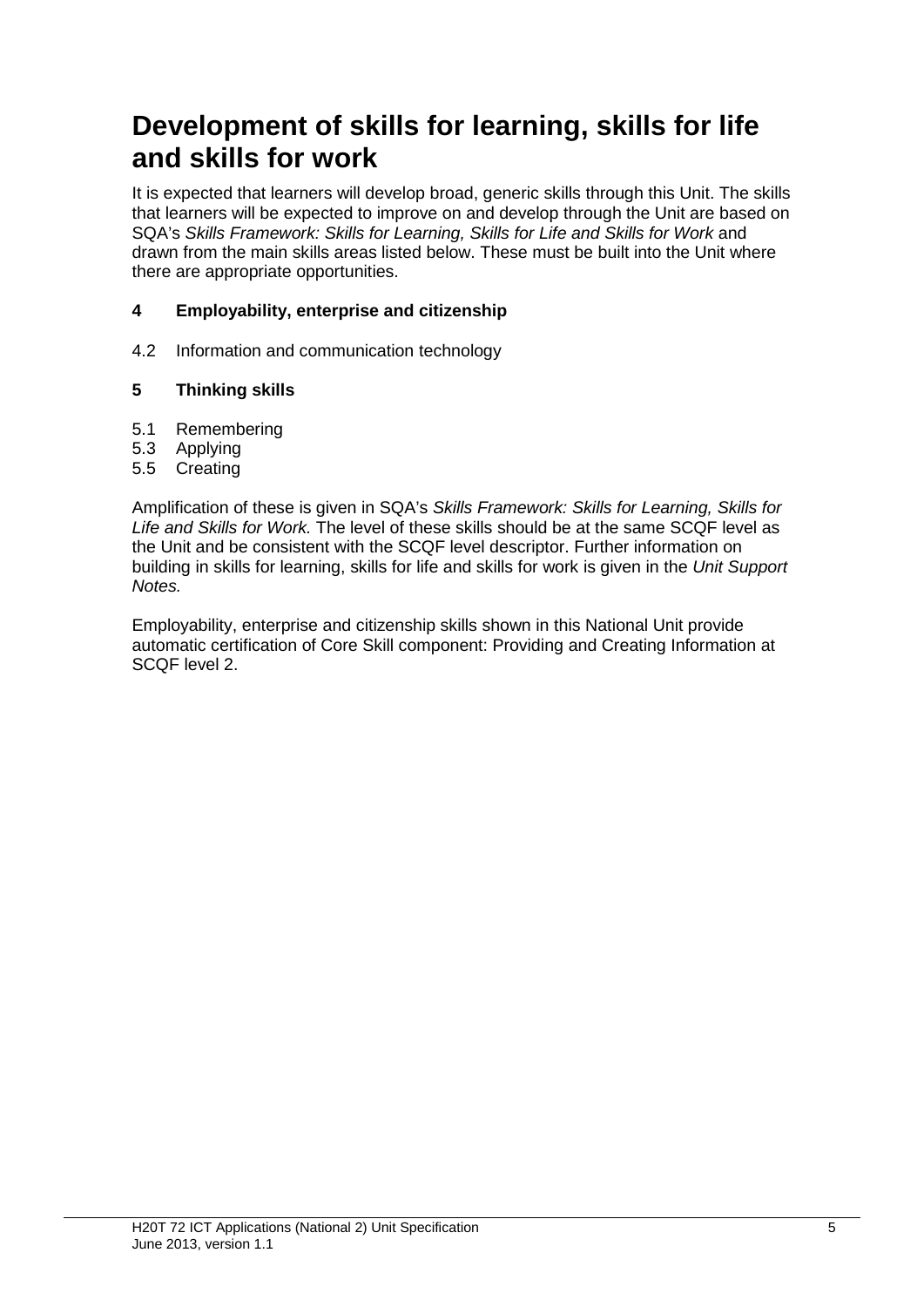# Development of skills for learning, skills for life and skills for work

It is expected that learners will develop broad, generic skills through this Unit. The skills that learners will be expected to improve on and develop through the Unit are based on SQA's *Skills Framework: Skills for Learning, Skills for Life and Skills for Work* and drawn from the main skills areas listed below. These must be built into the Unit where there are appropriate opportunities.

**4 Employability, enterprise and citizenship**

4.2 Information and communication technology

**5 Thinking skills**

5.1 Remembering
5.3 Applying
5.5 Creating

Amplification of these is given in SQA's *Skills Framework: Skills for Learning, Skills for Life and Skills for Work.* The level of these skills should be at the same SCQF level as the Unit and be consistent with the SCQF level descriptor. Further information on building in skills for learning, skills for life and skills for work is given in the *Unit Support Notes.*

Employability, enterprise and citizenship skills shown in this National Unit provide automatic certification of Core Skill component: Providing and Creating Information at SCQF level 2.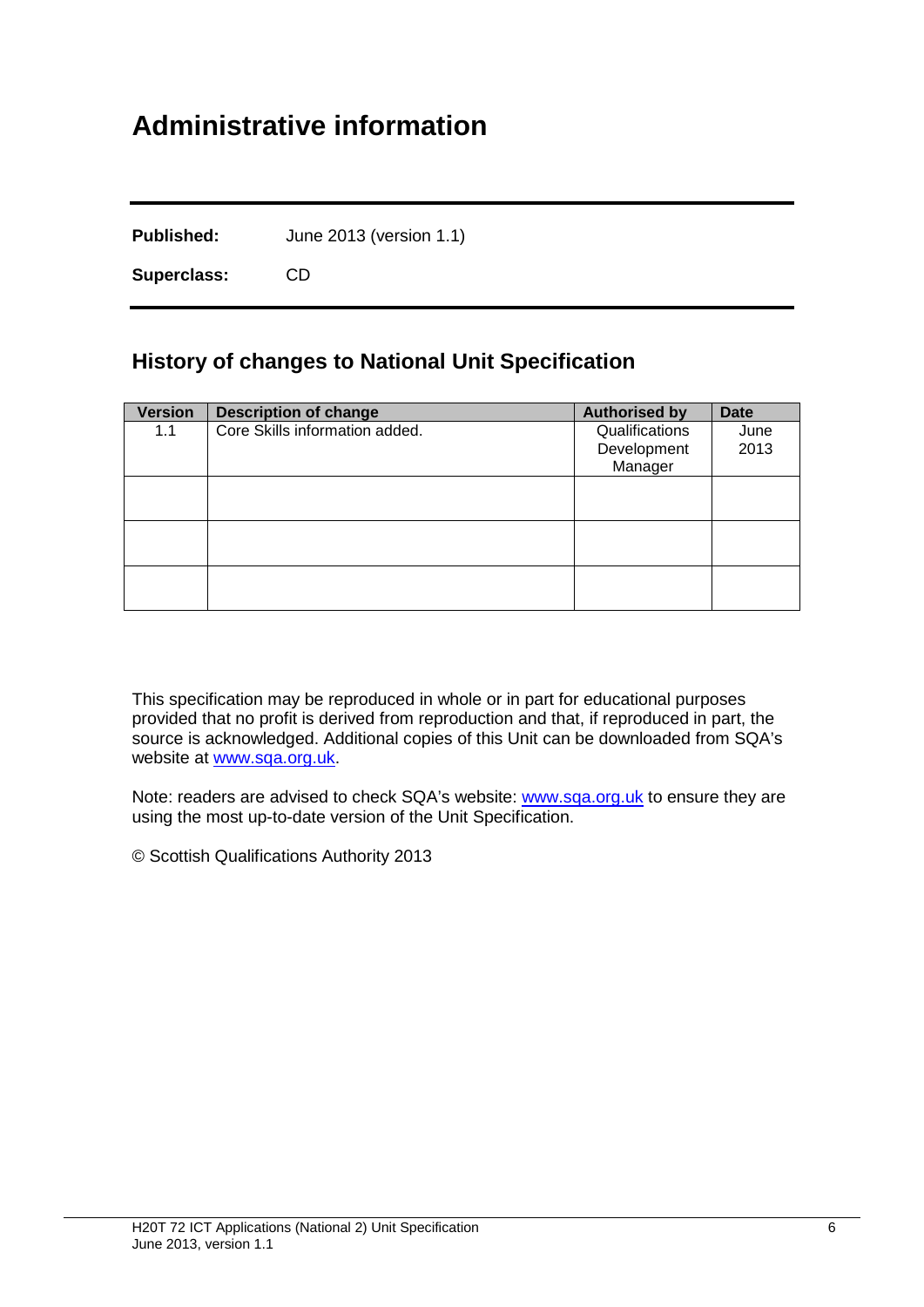# Administrative information

**Published:** June 2013 (version 1.1)

**Superclass:** CD

## History of changes to National Unit Specification

| Version | Description of change | Authorised by | Date |
|---|---|---|---|
| 1.1 | Core Skills information added. | Qualifications Development Manager | June 2013 |
| | | | |
| | | | |
| | | | |

This specification may be reproduced in whole or in part for educational purposes provided that no profit is derived from reproduction and that, if reproduced in part, the source is acknowledged. Additional copies of this Unit can be downloaded from SQA's website at www.sqa.org.uk.

Note: readers are advised to check SQA's website: www.sqa.org.uk to ensure they are using the most up-to-date version of the Unit Specification.

© Scottish Qualifications Authority 2013